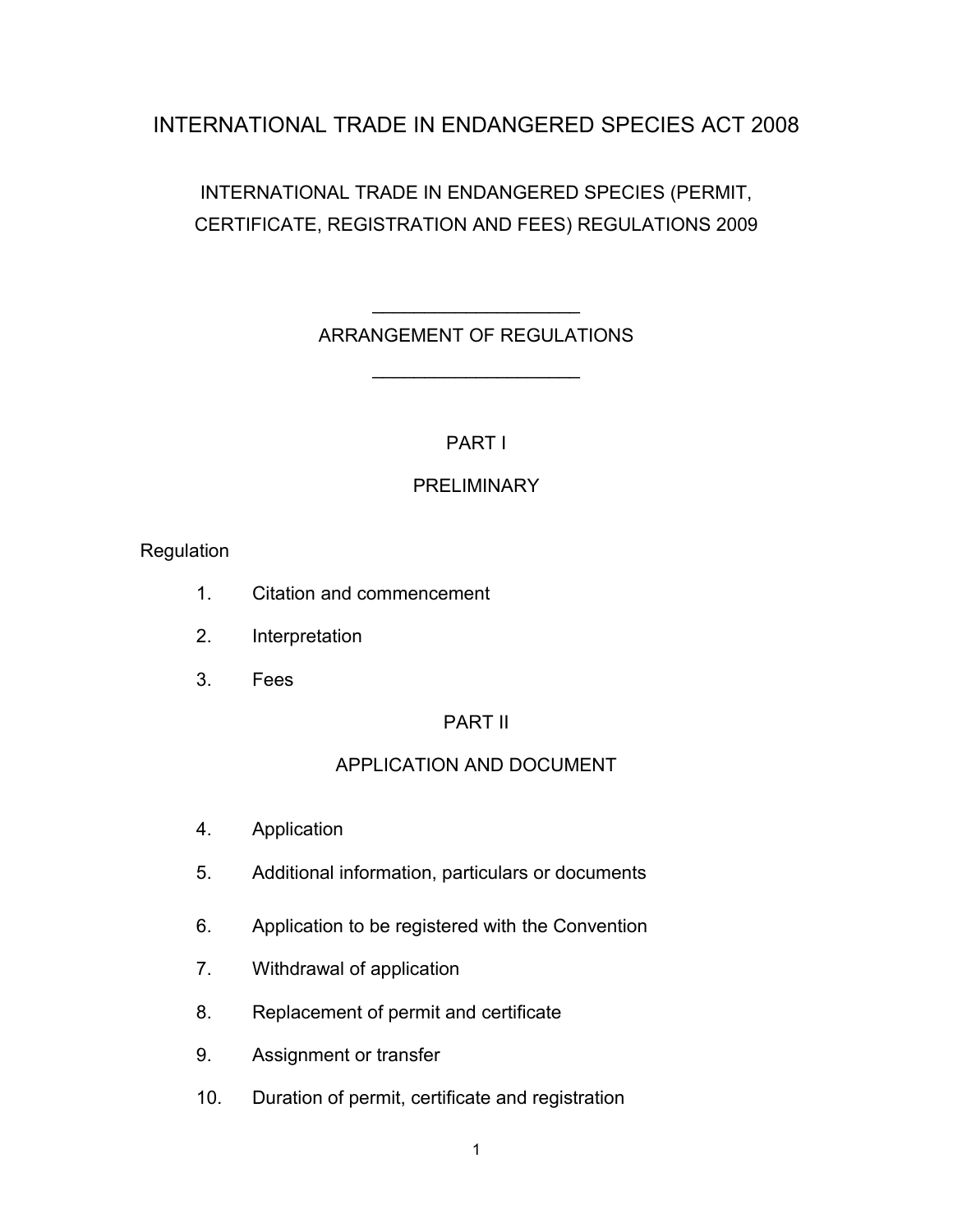# INTERNATIONAL TRADE IN ENDANGERED SPECIES ACT 2008

## INTERNATIONAL TRADE IN ENDANGERED SPECIES (PERMIT, CERTIFICATE, REGISTRATION AND FEES) REGULATIONS 2009

---

ARRANGEMENT OF REGULATIONS

---

### PART I

### PRELIMINARY

Regulation

1. Citation and commencement
2. Interpretation
3. Fees

### PART II

### APPLICATION AND DOCUMENT

4. Application
5. Additional information, particulars or documents
6. Application to be registered with the Convention
7. Withdrawal of application
8. Replacement of permit and certificate
9. Assignment or transfer
10. Duration of permit, certificate and registration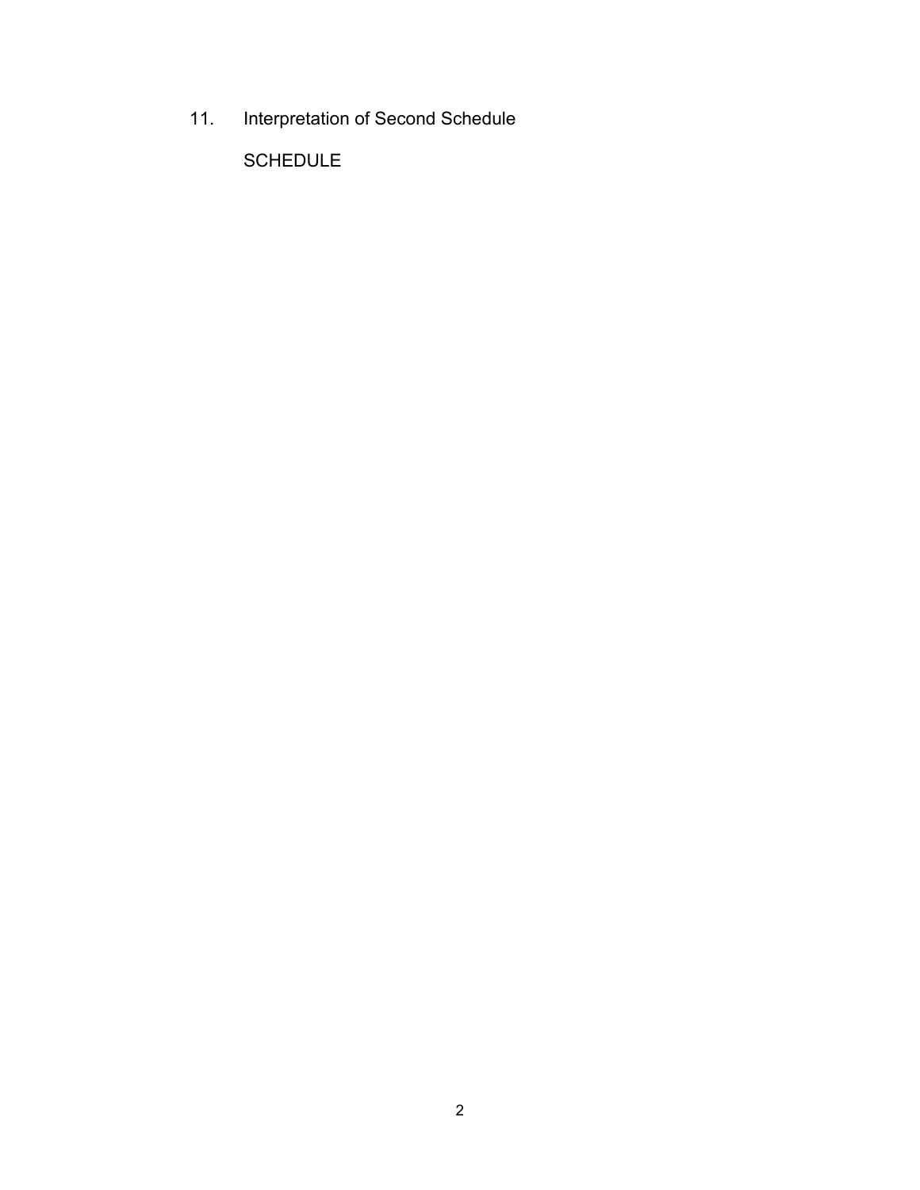11. Interpretation of Second Schedule

SCHEDULE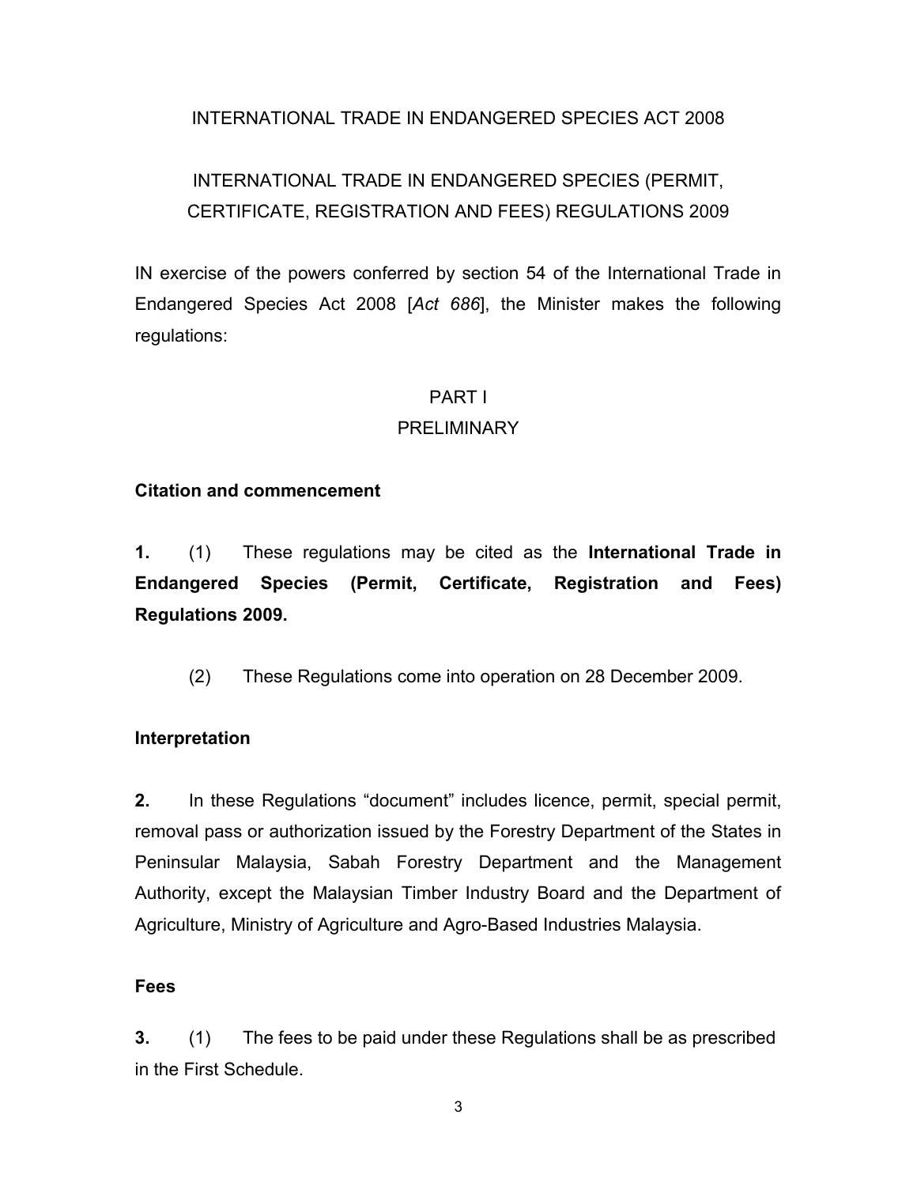INTERNATIONAL TRADE IN ENDANGERED SPECIES ACT 2008

INTERNATIONAL TRADE IN ENDANGERED SPECIES (PERMIT, CERTIFICATE, REGISTRATION AND FEES) REGULATIONS 2009

IN exercise of the powers conferred by section 54 of the International Trade in Endangered Species Act 2008 [*Act 686*], the Minister makes the following regulations:

## PART I
## PRELIMINARY

### Citation and commencement

**1.** (1) These regulations may be cited as the **International Trade in Endangered Species (Permit, Certificate, Registration and Fees) Regulations 2009.**

(2) These Regulations come into operation on 28 December 2009.

### Interpretation

**2.** In these Regulations "document" includes licence, permit, special permit, removal pass or authorization issued by the Forestry Department of the States in Peninsular Malaysia, Sabah Forestry Department and the Management Authority, except the Malaysian Timber Industry Board and the Department of Agriculture, Ministry of Agriculture and Agro-Based Industries Malaysia.

### Fees

**3.** (1) The fees to be paid under these Regulations shall be as prescribed in the First Schedule.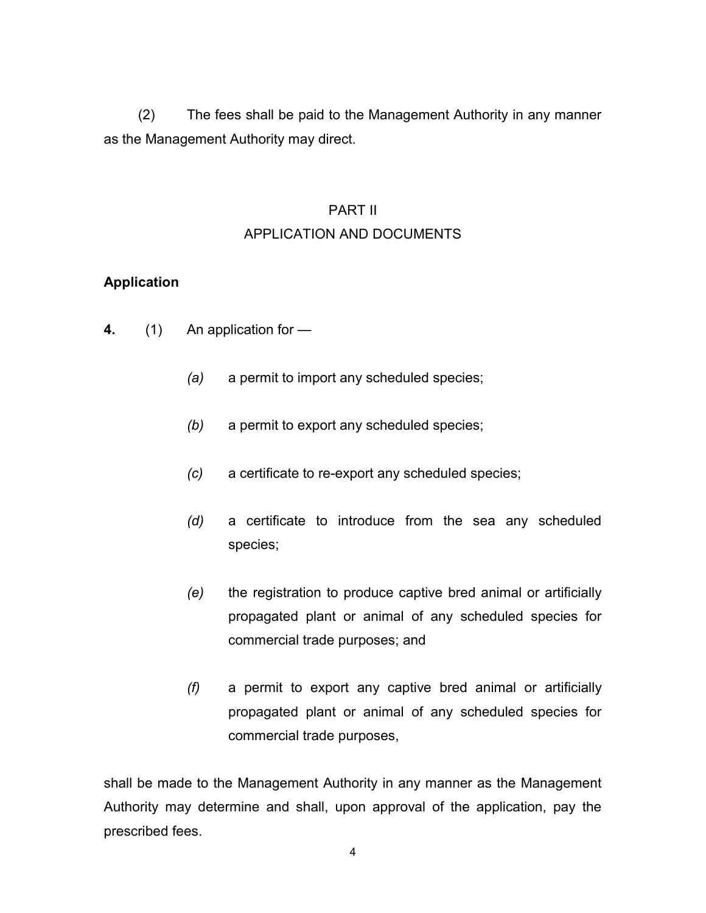(2) The fees shall be paid to the Management Authority in any manner as the Management Authority may direct.

## PART II
## APPLICATION AND DOCUMENTS

### Application

**4.** (1) An application for —

*(a)* a permit to import any scheduled species;

*(b)* a permit to export any scheduled species;

*(c)* a certificate to re-export any scheduled species;

*(d)* a certificate to introduce from the sea any scheduled species;

*(e)* the registration to produce captive bred animal or artificially propagated plant or animal of any scheduled species for commercial trade purposes; and

*(f)* a permit to export any captive bred animal or artificially propagated plant or animal of any scheduled species for commercial trade purposes,

shall be made to the Management Authority in any manner as the Management Authority may determine and shall, upon approval of the application, pay the prescribed fees.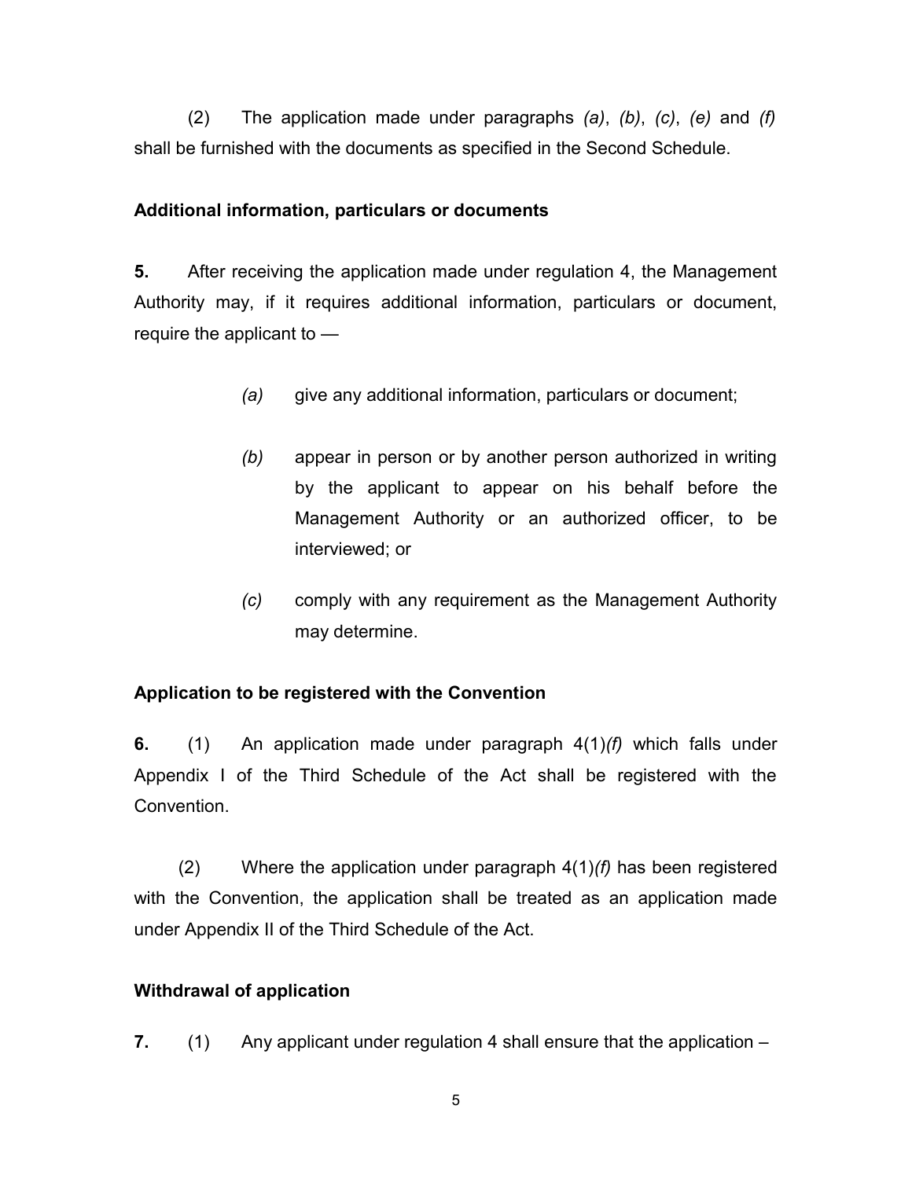(2) The application made under paragraphs *(a)*, *(b)*, *(c)*, *(e)* and *(f)* shall be furnished with the documents as specified in the Second Schedule.

**Additional information, particulars or documents**

**5.** After receiving the application made under regulation 4, the Management Authority may, if it requires additional information, particulars or document, require the applicant to —

*(a)* give any additional information, particulars or document;

*(b)* appear in person or by another person authorized in writing by the applicant to appear on his behalf before the Management Authority or an authorized officer, to be interviewed; or

*(c)* comply with any requirement as the Management Authority may determine.

**Application to be registered with the Convention**

**6.** (1) An application made under paragraph 4(1)*(f)* which falls under Appendix I of the Third Schedule of the Act shall be registered with the Convention.

(2) Where the application under paragraph 4(1)*(f)* has been registered with the Convention, the application shall be treated as an application made under Appendix II of the Third Schedule of the Act.

**Withdrawal of application**

**7.** (1) Any applicant under regulation 4 shall ensure that the application –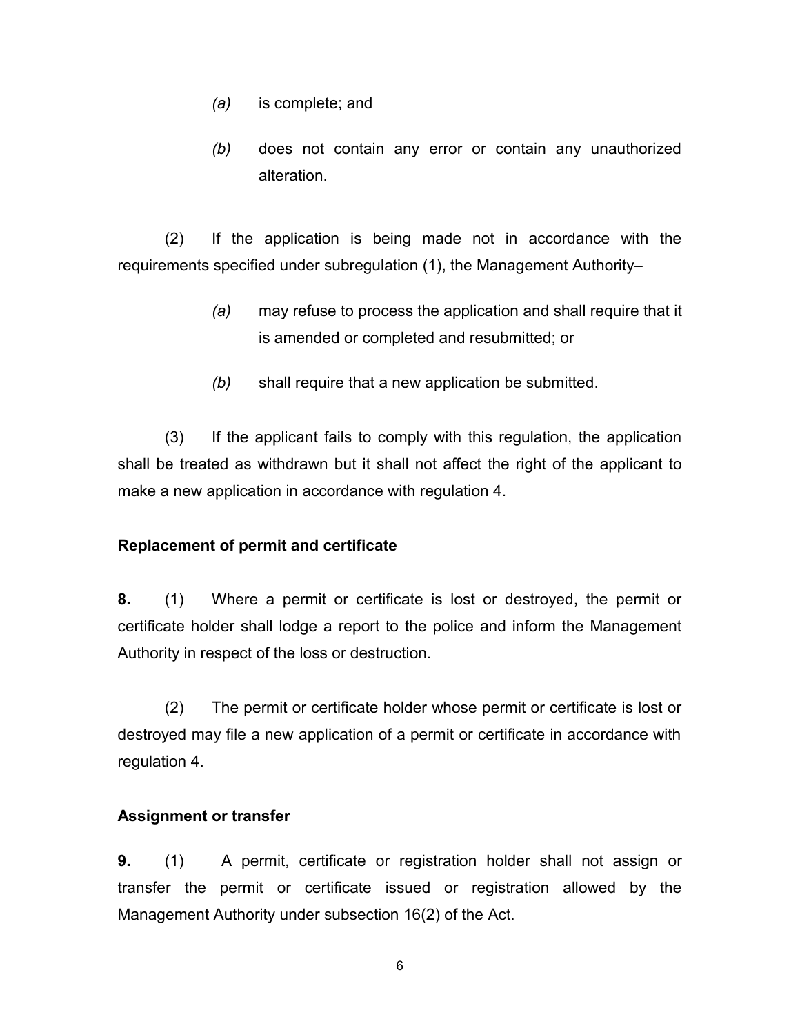*(a)* is complete; and

*(b)* does not contain any error or contain any unauthorized alteration.

(2) If the application is being made not in accordance with the requirements specified under subregulation (1), the Management Authority–

*(a)* may refuse to process the application and shall require that it is amended or completed and resubmitted; or

*(b)* shall require that a new application be submitted.

(3) If the applicant fails to comply with this regulation, the application shall be treated as withdrawn but it shall not affect the right of the applicant to make a new application in accordance with regulation 4.

**Replacement of permit and certificate**

**8.** (1) Where a permit or certificate is lost or destroyed, the permit or certificate holder shall lodge a report to the police and inform the Management Authority in respect of the loss or destruction.

(2) The permit or certificate holder whose permit or certificate is lost or destroyed may file a new application of a permit or certificate in accordance with regulation 4.

**Assignment or transfer**

**9.** (1) A permit, certificate or registration holder shall not assign or transfer the permit or certificate issued or registration allowed by the Management Authority under subsection 16(2) of the Act.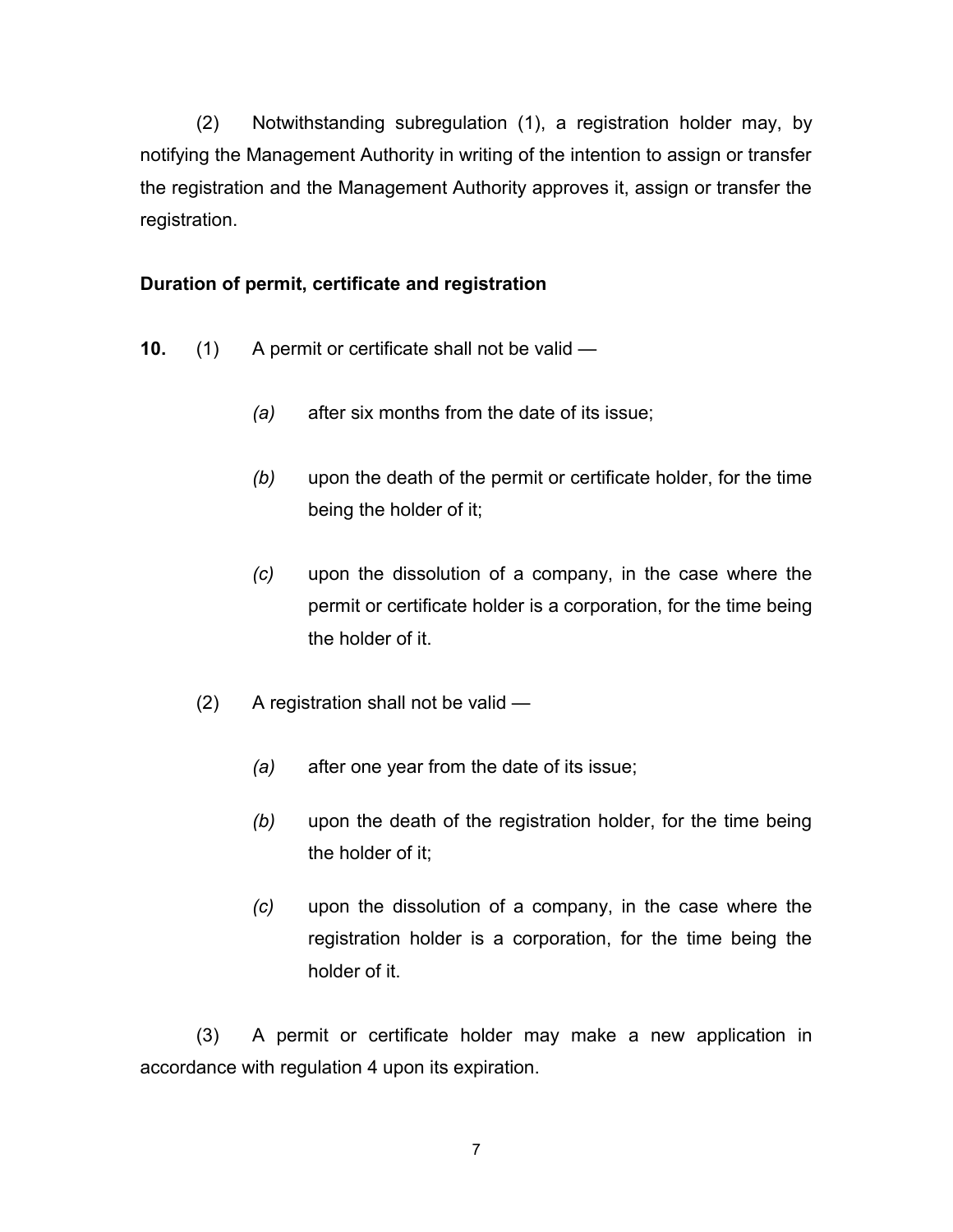(2) Notwithstanding subregulation (1), a registration holder may, by notifying the Management Authority in writing of the intention to assign or transfer the registration and the Management Authority approves it, assign or transfer the registration.

**Duration of permit, certificate and registration**

**10.** (1) A permit or certificate shall not be valid —

*(a)* after six months from the date of its issue;

*(b)* upon the death of the permit or certificate holder, for the time being the holder of it;

*(c)* upon the dissolution of a company, in the case where the permit or certificate holder is a corporation, for the time being the holder of it.

(2) A registration shall not be valid —

*(a)* after one year from the date of its issue;

*(b)* upon the death of the registration holder, for the time being the holder of it;

*(c)* upon the dissolution of a company, in the case where the registration holder is a corporation, for the time being the holder of it.

(3) A permit or certificate holder may make a new application in accordance with regulation 4 upon its expiration.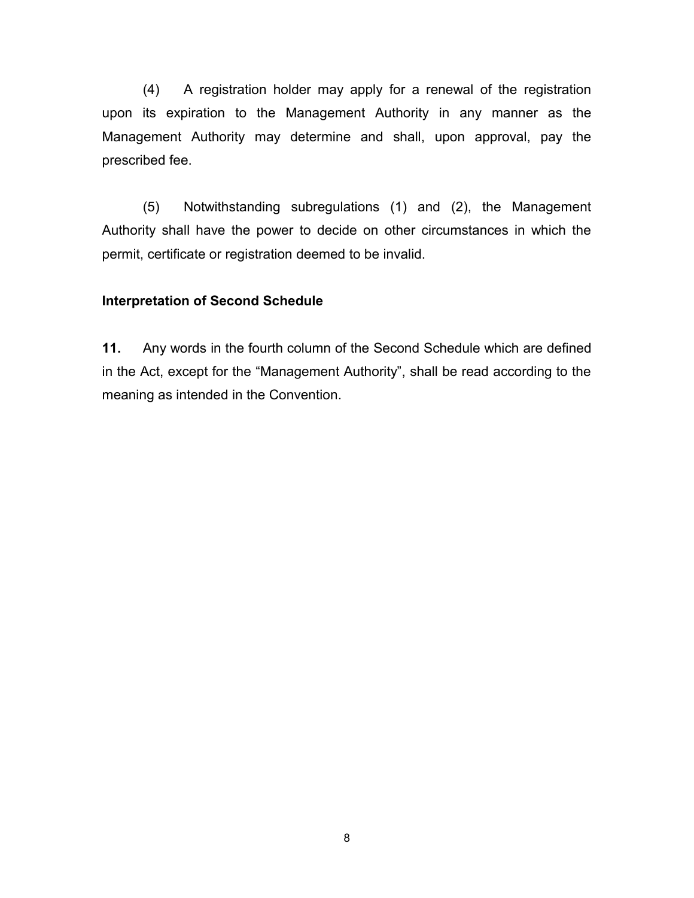(4) A registration holder may apply for a renewal of the registration upon its expiration to the Management Authority in any manner as the Management Authority may determine and shall, upon approval, pay the prescribed fee.

(5) Notwithstanding subregulations (1) and (2), the Management Authority shall have the power to decide on other circumstances in which the permit, certificate or registration deemed to be invalid.

**Interpretation of Second Schedule**

**11.** Any words in the fourth column of the Second Schedule which are defined in the Act, except for the "Management Authority", shall be read according to the meaning as intended in the Convention.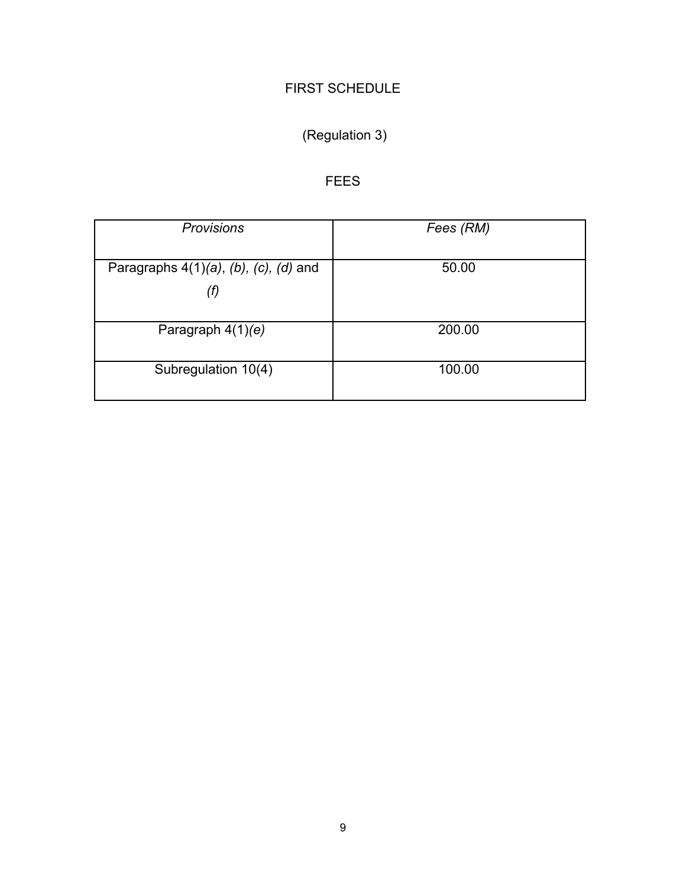# FIRST SCHEDULE

(Regulation 3)

## FEES

| *Provisions* | *Fees (RM)* |
|---|---|
| Paragraphs 4(1)*(a)*, *(b)*, *(c)*, *(d)* and *(f)* | 50.00 |
| Paragraph 4(1)*(e)* | 200.00 |
| Subregulation 10(4) | 100.00 |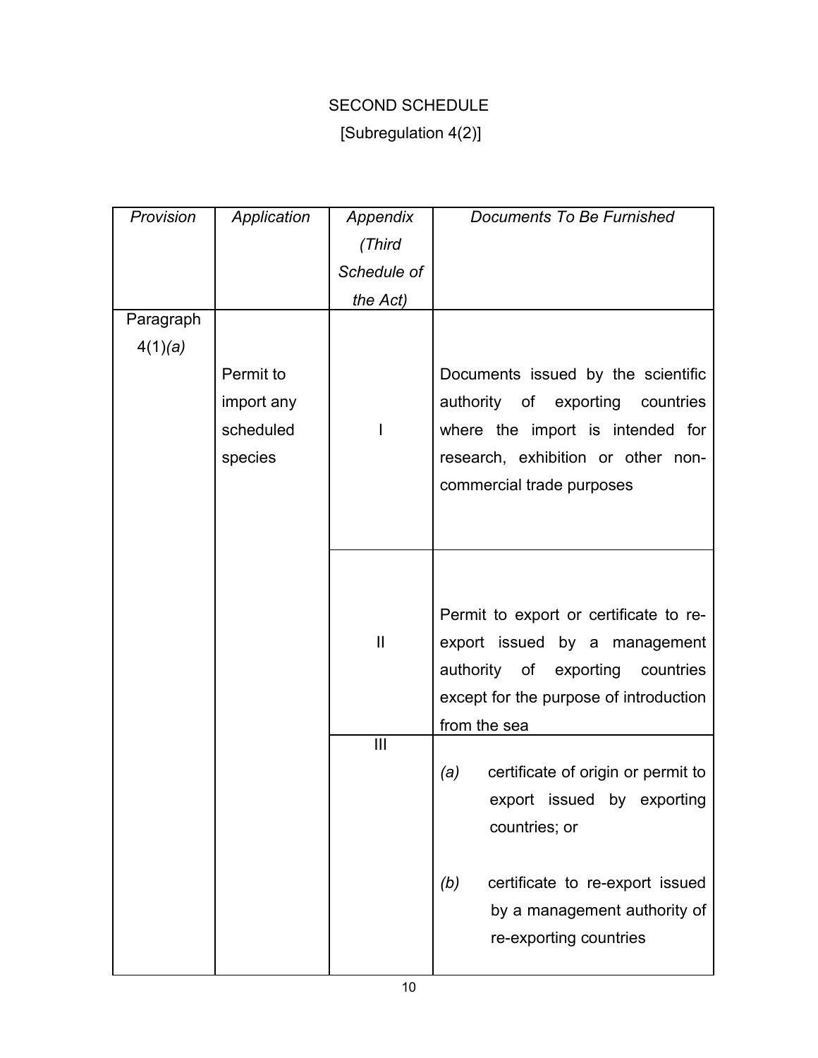SECOND SCHEDULE

[Subregulation 4(2)]

| *Provision* | *Application* | *Appendix (Third Schedule of the Act)* | *Documents To Be Furnished* |
|---|---|---|---|
| Paragraph 4(1)*(a)* | Permit to import any scheduled species | I | Documents issued by the scientific authority of exporting countries where the import is intended for research, exhibition or other non-commercial trade purposes |
| | | II | Permit to export or certificate to re-export issued by a management authority of exporting countries except for the purpose of introduction from the sea |
| | | III | *(a)* certificate of origin or permit to export issued by exporting countries; or *(b)* certificate to re-export issued by a management authority of re-exporting countries |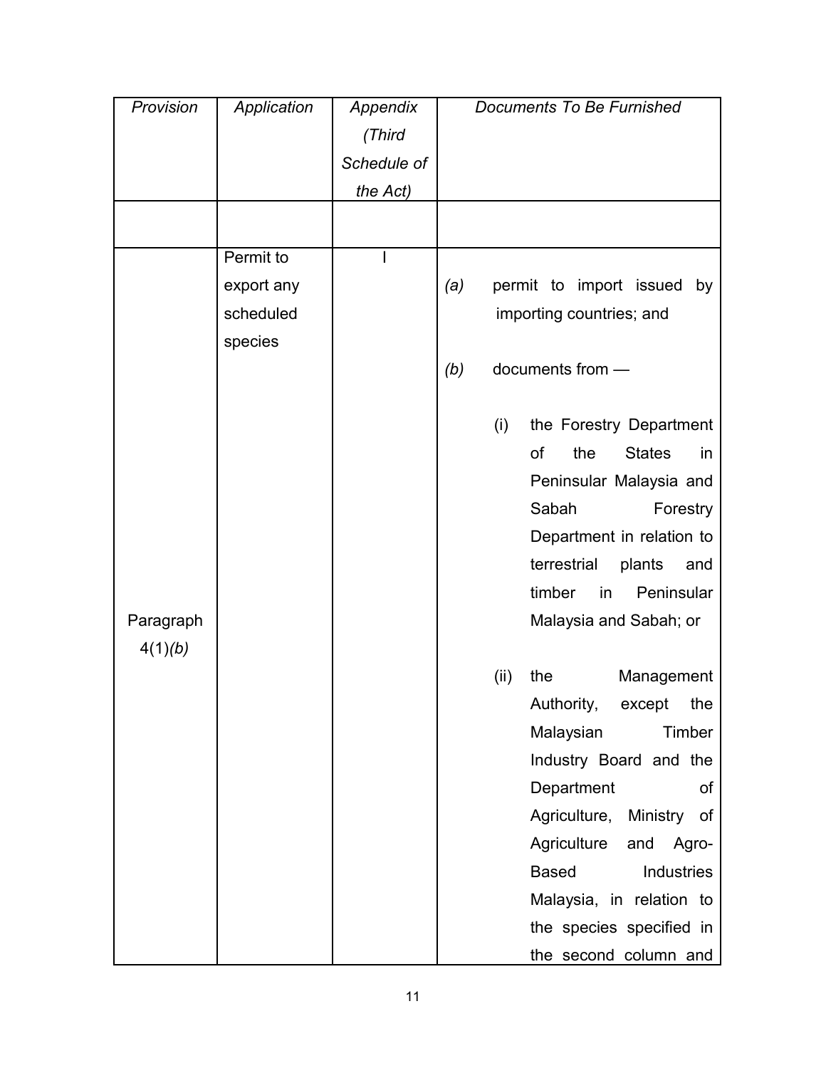| *Provision* | *Application* | *Appendix (Third Schedule of the Act)* | *Documents To Be Furnished* |
|---|---|---|---|
| | | | |
| Paragraph 4(1)*(b)* | Permit to export any scheduled species | I | *(a)* permit to import issued by importing countries; and<br><br>*(b)* documents from —<br><br>(i) the Forestry Department of the States in Peninsular Malaysia and Sabah Forestry Department in relation to terrestrial plants and timber in Peninsular Malaysia and Sabah; or<br><br>(ii) the Management Authority, except the Malaysian Timber Industry Board and the Department of Agriculture, Ministry of Agriculture and Agro-Based Industries Malaysia, in relation to the species specified in the second column and |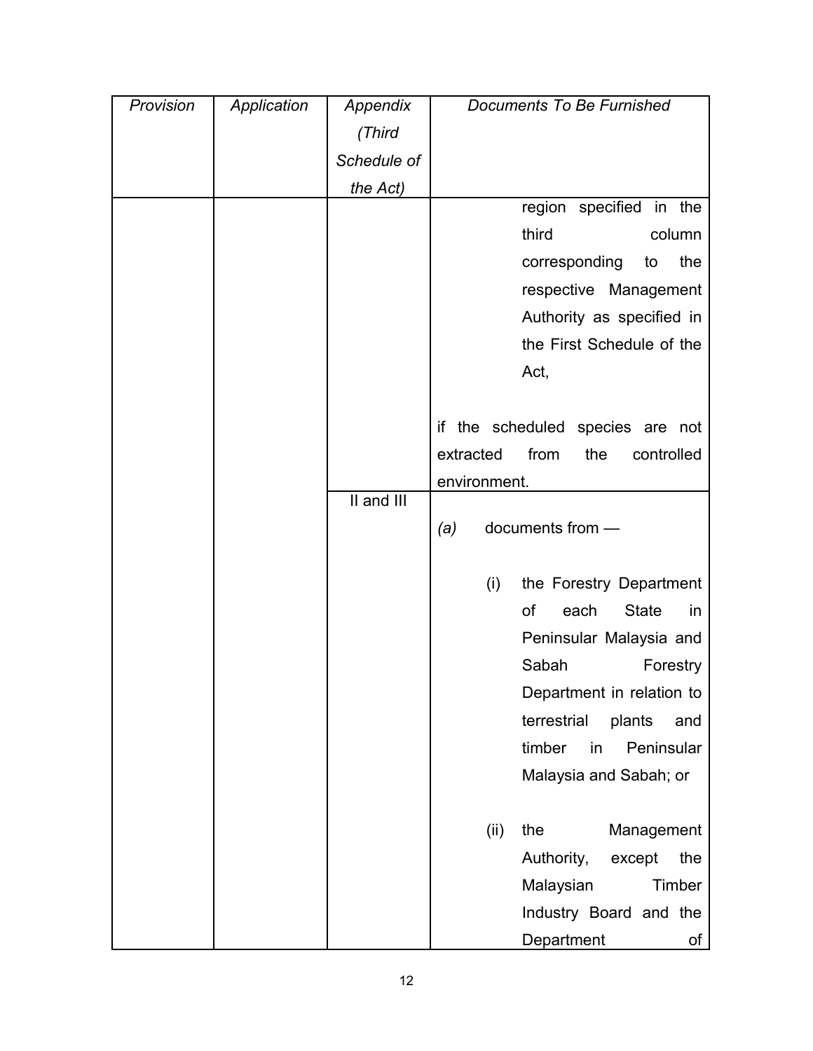| *Provision* | *Application* | *Appendix (Third Schedule of the Act)* | *Documents To Be Furnished* |
|---|---|---|---|
| | | | region specified in the third column corresponding to the respective Management Authority as specified in the First Schedule of the Act,<br><br>if the scheduled species are not extracted from the controlled environment. |
| | | II and III | *(a)* documents from —<br><br>(i) the Forestry Department of each State in Peninsular Malaysia and Sabah Forestry Department in relation to terrestrial plants and timber in Peninsular Malaysia and Sabah; or<br><br>(ii) the Management Authority, except the Malaysian Timber Industry Board and the Department of |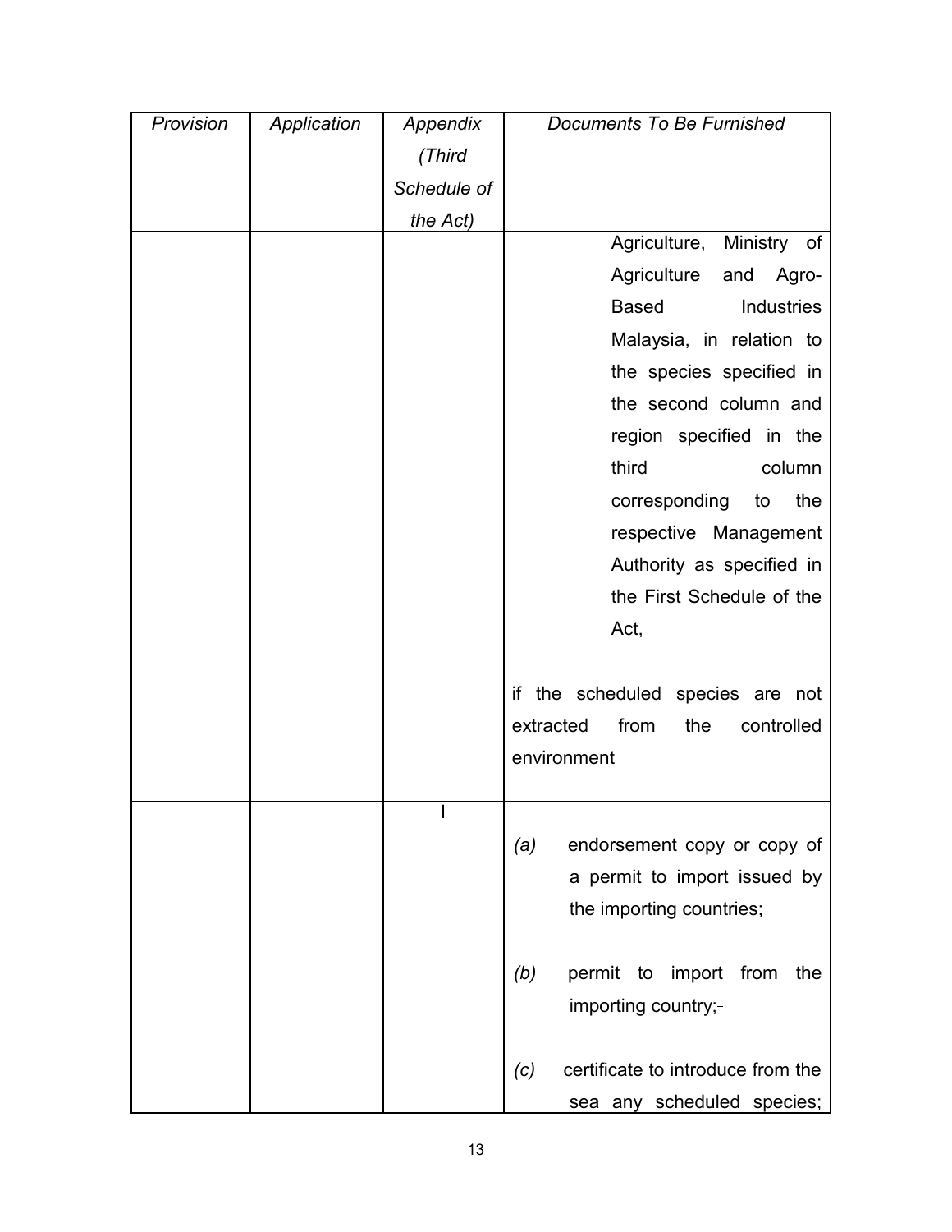| *Provision* | *Application* | *Appendix (Third Schedule of the Act)* | *Documents To Be Furnished* |
| --- | --- | --- | --- |
| | | | Agriculture, Ministry of Agriculture and Agro-Based Industries Malaysia, in relation to the species specified in the second column and region specified in the third column corresponding to the respective Management Authority as specified in the First Schedule of the Act,<br><br>if the scheduled species are not extracted from the controlled environment |
| | | I | *(a)* endorsement copy or copy of a permit to import issued by the importing countries;<br><br>*(b)* permit to import from the importing country;<br><br>*(c)* certificate to introduce from the sea any scheduled species; |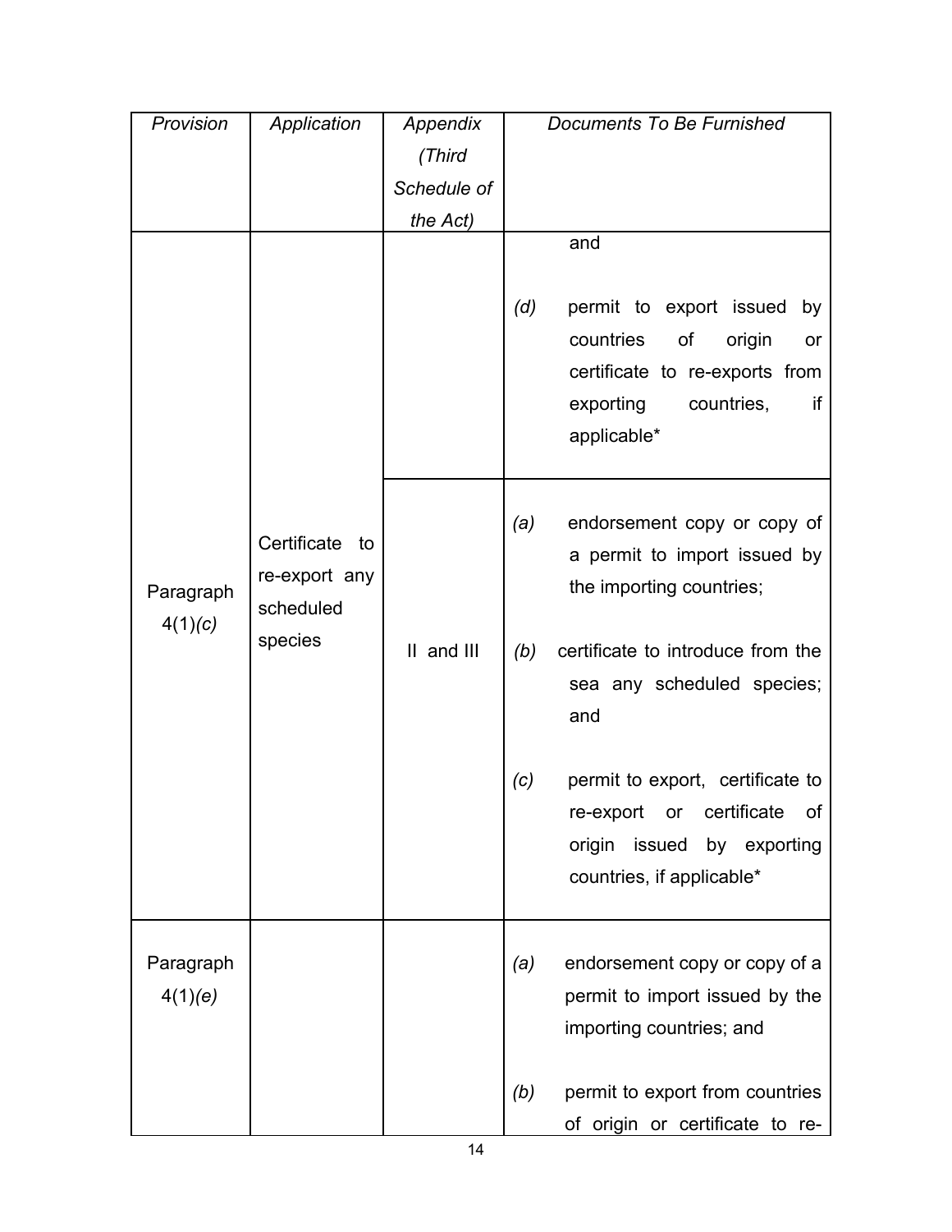| *Provision* | *Application* | *Appendix (Third Schedule of the Act)* | *Documents To Be Furnished* |
|---|---|---|---|
| | | | and<br><br>*(d)* permit to export issued by countries of origin or certificate to re-exports from exporting countries, if applicable* |
| Paragraph 4(1)*(c)* | Certificate to re-export any scheduled species | II and III | *(a)* endorsement copy or copy of a permit to import issued by the importing countries;<br><br>*(b)* certificate to introduce from the sea any scheduled species; and<br><br>*(c)* permit to export, certificate to re-export or certificate of origin issued by exporting countries, if applicable* |
| Paragraph 4(1)*(e)* | | | *(a)* endorsement copy or copy of a permit to import issued by the importing countries; and<br><br>*(b)* permit to export from countries of origin or certificate to re- |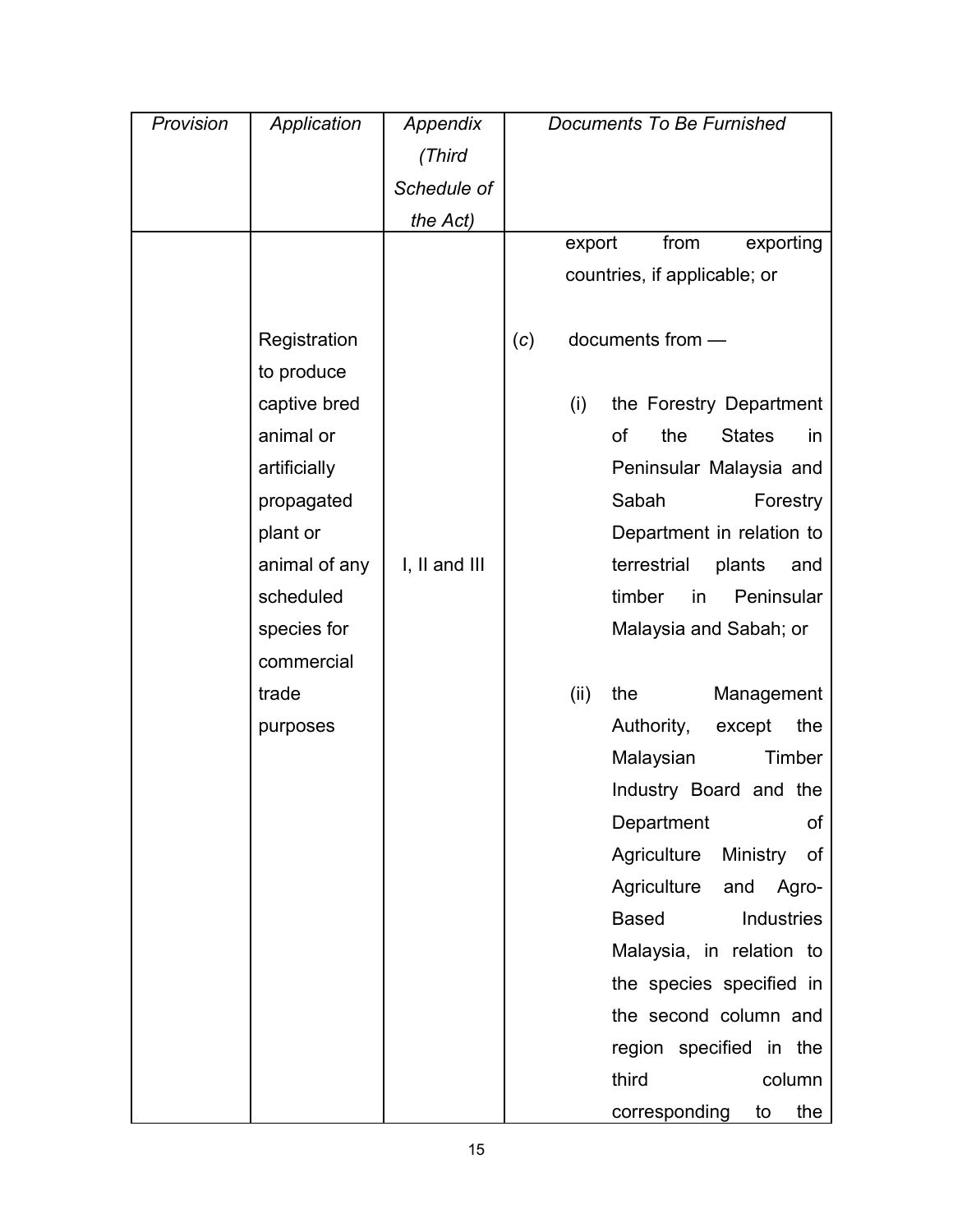| *Provision* | *Application* | *Appendix (Third Schedule of the Act)* | *Documents To Be Furnished* |
|---|---|---|---|
| | | | export from exporting countries, if applicable; or |
| | Registration to produce captive bred animal or artificially propagated plant or animal of any scheduled species for commercial trade purposes | I, II and III | (*c*) documents from —<br><br>(i) the Forestry Department of the States in Peninsular Malaysia and Sabah Forestry Department in relation to terrestrial plants and timber in Peninsular Malaysia and Sabah; or<br><br>(ii) the Management Authority, except the Malaysian Timber Industry Board and the Department of Agriculture Ministry of Agriculture and Agro-Based Industries Malaysia, in relation to the species specified in the second column and region specified in the third column corresponding to the |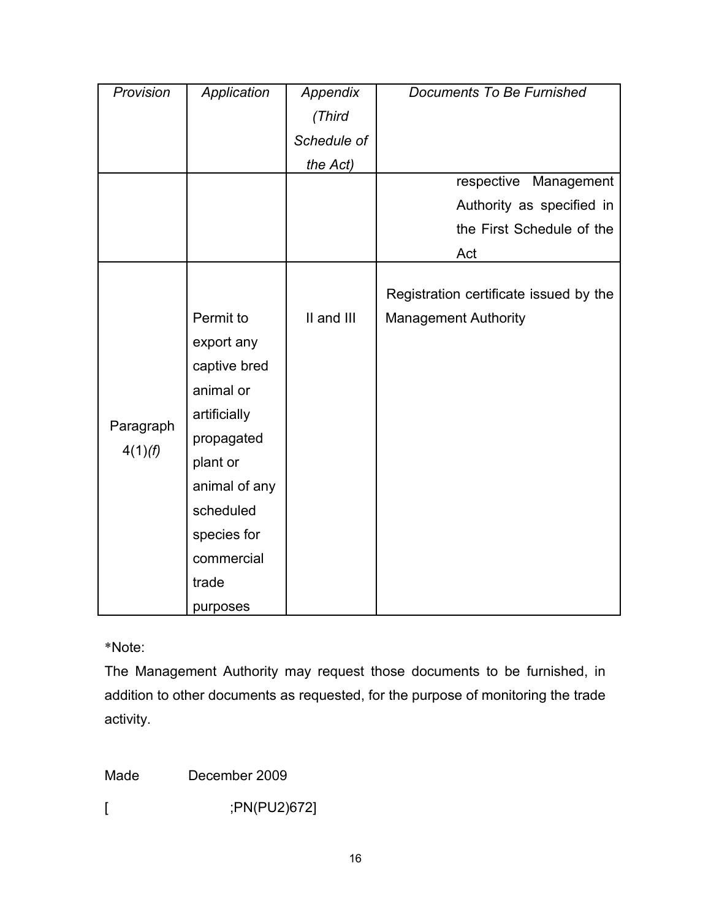| *Provision* | *Application* | *Appendix (Third Schedule of the Act)* | *Documents To Be Furnished* |
|---|---|---|---|
| | | | respective Management Authority as specified in the First Schedule of the Act |
| Paragraph 4(1)*(f)* | Permit to export any captive bred animal or artificially propagated plant or animal of any scheduled species for commercial trade purposes | II and III | Registration certificate issued by the Management Authority |

*Note:

The Management Authority may request those documents to be furnished, in addition to other documents as requested, for the purpose of monitoring the trade activity.

Made December 2009

[ ;PN(PU2)672]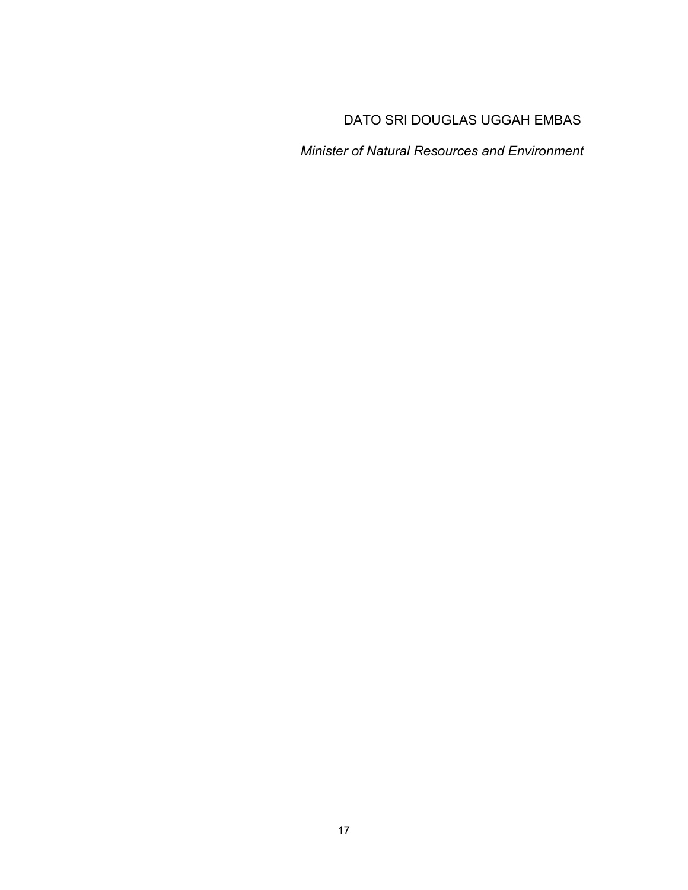DATO SRI DOUGLAS UGGAH EMBAS

*Minister of Natural Resources and Environment*